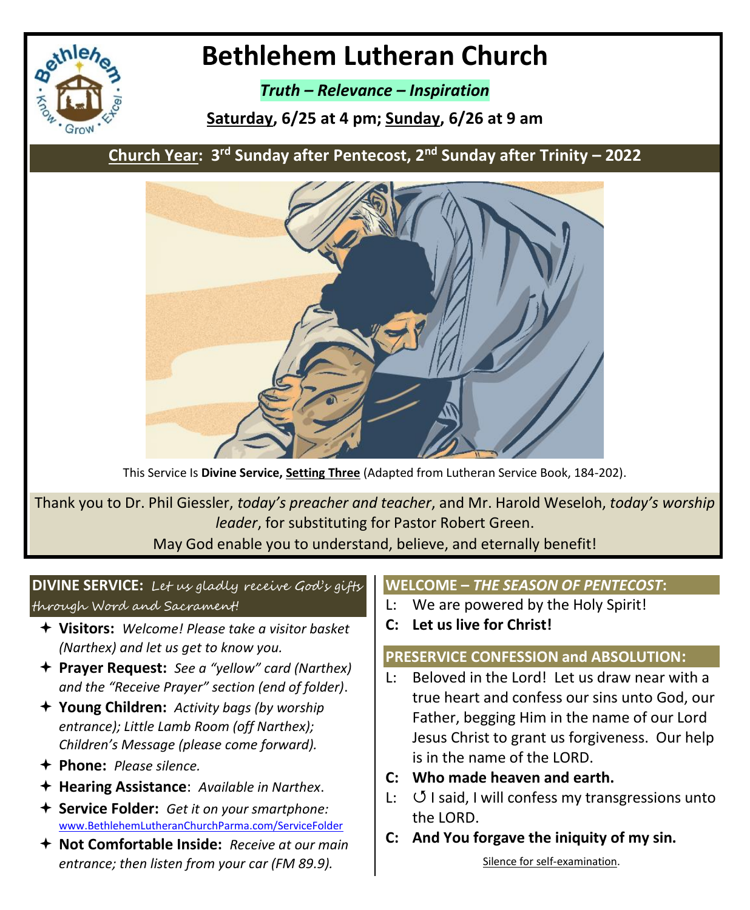# Bethlehem Lutheran Church

***Truth – Relevance – Inspiration***

**Saturday, 6/25 at 4 pm; Sunday, 6/26 at 9 am**

## Church Year: 3rd Sunday after Pentecost, 2nd Sunday after Trinity – 2022

This Service Is **Divine Service, Setting Three** (Adapted from Lutheran Service Book, 184-202).

Thank you to Dr. Phil Giessler, *today's preacher and teacher*, and Mr. Harold Weseloh, *today's worship leader*, for substituting for Pastor Robert Green.
May God enable you to understand, believe, and eternally benefit!

### DIVINE SERVICE: *Let us gladly receive God's gifts through Word and Sacrament!*

- ✦ **Visitors:** *Welcome! Please take a visitor basket (Narthex) and let us get to know you.*
- ✦ **Prayer Request:** *See a "yellow" card (Narthex) and the "Receive Prayer" section (end of folder).*
- ✦ **Young Children:** *Activity bags (by worship entrance); Little Lamb Room (off Narthex); Children's Message (please come forward).*
- ✦ **Phone:** *Please silence.*
- ✦ **Hearing Assistance**: *Available in Narthex.*
- ✦ **Service Folder:** *Get it on your smartphone:* www.BethlehemLutheranChurchParma.com/ServiceFolder
- ✦ **Not Comfortable Inside:** *Receive at our main entrance; then listen from your car (FM 89.9).*

### WELCOME – *THE SEASON OF PENTECOST*:

L: We are powered by the Holy Spirit!

**C: Let us live for Christ!**

### PRESERVICE CONFESSION and ABSOLUTION:

L: Beloved in the Lord! Let us draw near with a true heart and confess our sins unto God, our Father, begging Him in the name of our Lord Jesus Christ to grant us forgiveness. Our help is in the name of the LORD.

**C: Who made heaven and earth.**

L: ↺ I said, I will confess my transgressions unto the LORD.

**C: And You forgave the iniquity of my sin.**

Silence for self-examination.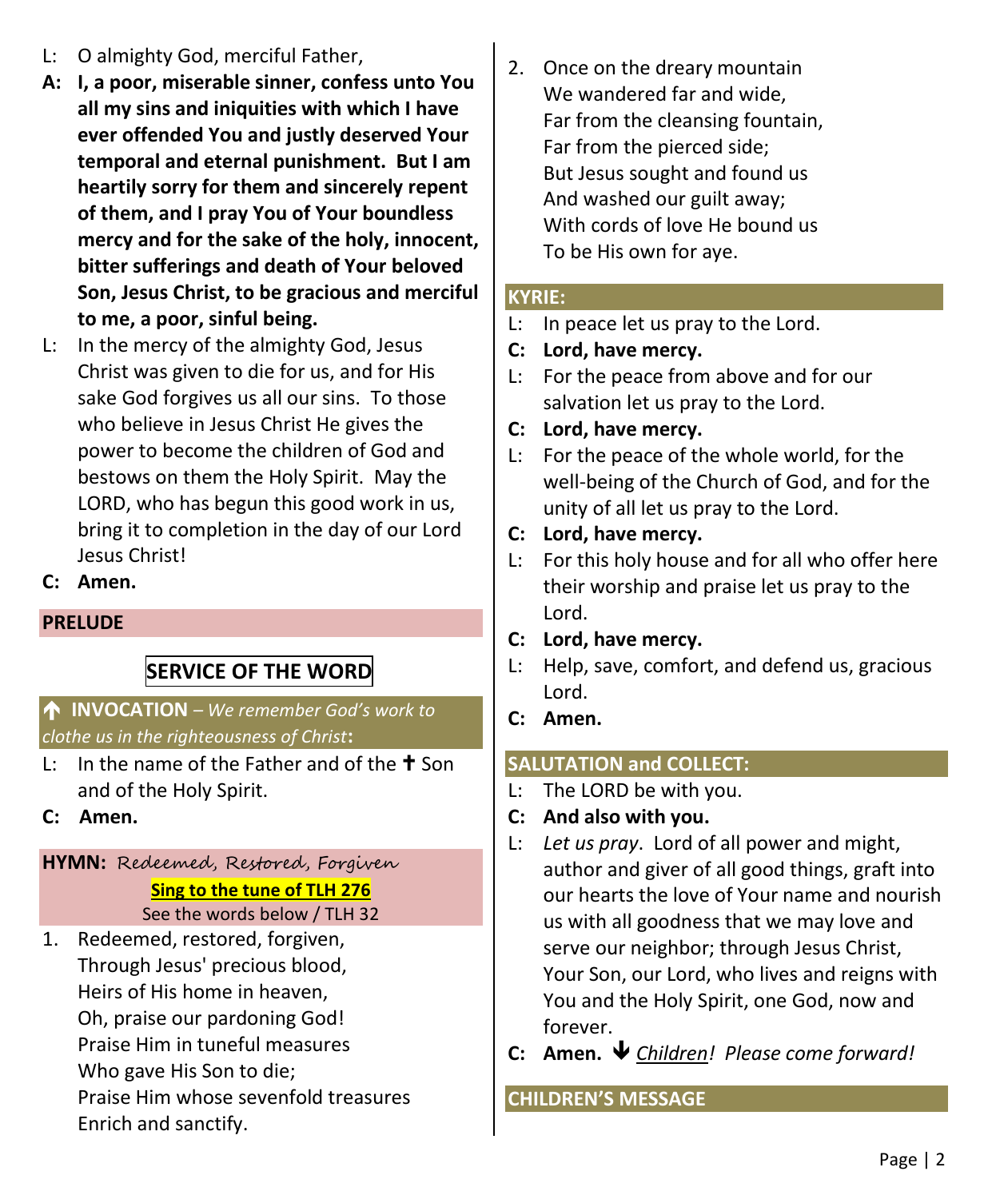L: O almighty God, merciful Father,

**A: I, a poor, miserable sinner, confess unto You all my sins and iniquities with which I have ever offended You and justly deserved Your temporal and eternal punishment. But I am heartily sorry for them and sincerely repent of them, and I pray You of Your boundless mercy and for the sake of the holy, innocent, bitter sufferings and death of Your beloved Son, Jesus Christ, to be gracious and merciful to me, a poor, sinful being.**

L: In the mercy of the almighty God, Jesus Christ was given to die for us, and for His sake God forgives us all our sins. To those who believe in Jesus Christ He gives the power to become the children of God and bestows on them the Holy Spirit. May the LORD, who has begun this good work in us, bring it to completion in the day of our Lord Jesus Christ!

**C: Amen.**

**PRELUDE**

## SERVICE OF THE WORD

**🡅 INVOCATION** – *We remember God's work to clothe us in the righteousness of Christ*:

L: In the name of the Father and of the ✝ Son and of the Holy Spirit.

**C: Amen.**

**HYMN:** Redeemed, Restored, Forgiven

**Sing to the tune of TLH 276**

See the words below / TLH 32

1. Redeemed, restored, forgiven,
Through Jesus' precious blood,
Heirs of His home in heaven,
Oh, praise our pardoning God!
Praise Him in tuneful measures
Who gave His Son to die;
Praise Him whose sevenfold treasures
Enrich and sanctify.

2. Once on the dreary mountain
We wandered far and wide,
Far from the cleansing fountain,
Far from the pierced side;
But Jesus sought and found us
And washed our guilt away;
With cords of love He bound us
To be His own for aye.

**KYRIE:**

L: In peace let us pray to the Lord.

**C: Lord, have mercy.**

L: For the peace from above and for our salvation let us pray to the Lord.

**C: Lord, have mercy.**

L: For the peace of the whole world, for the well-being of the Church of God, and for the unity of all let us pray to the Lord.

**C: Lord, have mercy.**

L: For this holy house and for all who offer here their worship and praise let us pray to the Lord.

**C: Lord, have mercy.**

L: Help, save, comfort, and defend us, gracious Lord.

**C: Amen.**

**SALUTATION and COLLECT:**

L: The LORD be with you.

**C: And also with you.**

L: *Let us pray*. Lord of all power and might, author and giver of all good things, graft into our hearts the love of Your name and nourish us with all goodness that we may love and serve our neighbor; through Jesus Christ, Your Son, our Lord, who lives and reigns with You and the Holy Spirit, one God, now and forever.

**C: Amen.** 🡇 *Children! Please come forward!*

**CHILDREN'S MESSAGE**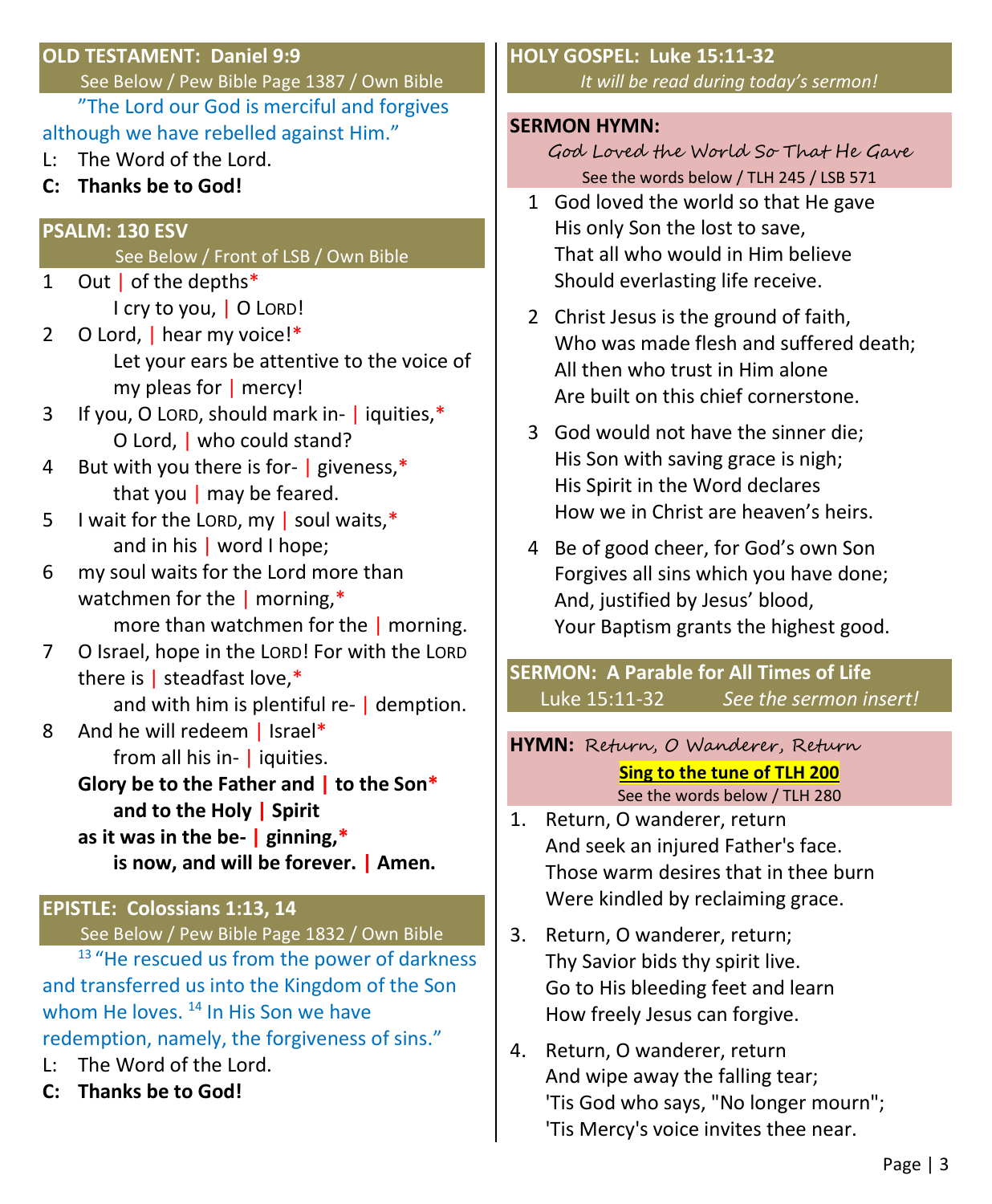## OLD TESTAMENT: Daniel 9:9

See Below / Pew Bible Page 1387 / Own Bible

"The Lord our God is merciful and forgives although we have rebelled against Him."

L: The Word of the Lord.

**C: Thanks be to God!**

## PSALM: 130 ESV

See Below / Front of LSB / Own Bible

1 Out | of the depths*
  I cry to you, | O LORD!

2 O Lord, | hear my voice!*
  Let your ears be attentive to the voice of my pleas for | mercy!

3 If you, O LORD, should mark in- | iquities,*
  O Lord, | who could stand?

4 But with you there is for- | giveness,*
  that you | may be feared.

5 I wait for the LORD, my | soul waits,*
  and in his | word I hope;

6 my soul waits for the Lord more than watchmen for the | morning,*
  more than watchmen for the | morning.

7 O Israel, hope in the LORD! For with the LORD there is | steadfast love,*
  and with him is plentiful re- | demption.

8 And he will redeem | Israel*
  from all his in- | iquities.

**Glory be to the Father and | to the Son***
  **and to the Holy | Spirit**
**as it was in the be- | ginning,***
  **is now, and will be forever. | Amen.**

## EPISTLE: Colossians 1:13, 14

See Below / Pew Bible Page 1832 / Own Bible

[13] "He rescued us from the power of darkness and transferred us into the Kingdom of the Son whom He loves. [14] In His Son we have redemption, namely, the forgiveness of sins."

L: The Word of the Lord.

**C: Thanks be to God!**

## HOLY GOSPEL: Luke 15:11-32

*It will be read during today's sermon!*

## SERMON HYMN:

*God Loved the World So That He Gave*

See the words below / TLH 245 / LSB 571

1 God loved the world so that He gave
His only Son the lost to save,
That all who would in Him believe
Should everlasting life receive.

2 Christ Jesus is the ground of faith,
Who was made flesh and suffered death;
All then who trust in Him alone
Are built on this chief cornerstone.

3 God would not have the sinner die;
His Son with saving grace is nigh;
His Spirit in the Word declares
How we in Christ are heaven's heirs.

4 Be of good cheer, for God's own Son
Forgives all sins which you have done;
And, justified by Jesus' blood,
Your Baptism grants the highest good.

## SERMON: A Parable for All Times of Life

Luke 15:11-32 *See the sermon insert!*

## HYMN: *Return, O Wanderer, Return*

**Sing to the tune of TLH 200**

See the words below / TLH 280

1. Return, O wanderer, return
And seek an injured Father's face.
Those warm desires that in thee burn
Were kindled by reclaiming grace.

3. Return, O wanderer, return;
Thy Savior bids thy spirit live.
Go to His bleeding feet and learn
How freely Jesus can forgive.

4. Return, O wanderer, return
And wipe away the falling tear;
'Tis God who says, "No longer mourn";
'Tis Mercy's voice invites thee near.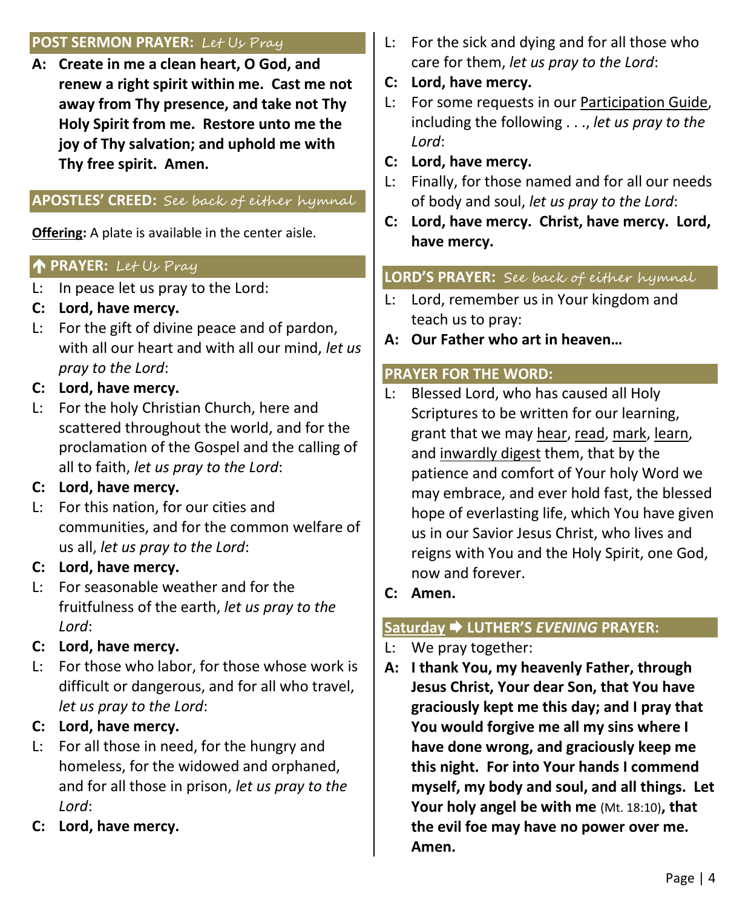## POST SERMON PRAYER: *Let Us Pray*

**A: Create in me a clean heart, O God, and renew a right spirit within me. Cast me not away from Thy presence, and take not Thy Holy Spirit from me. Restore unto me the joy of Thy salvation; and uphold me with Thy free spirit. Amen.**

## APOSTLES' CREED: *See back of either hymnal*

**Offering:** A plate is available in the center aisle.

## ↑ PRAYER: *Let Us Pray*

L: In peace let us pray to the Lord:

**C: Lord, have mercy.**

L: For the gift of divine peace and of pardon, with all our heart and with all our mind, *let us pray to the Lord*:

**C: Lord, have mercy.**

L: For the holy Christian Church, here and scattered throughout the world, and for the proclamation of the Gospel and the calling of all to faith, *let us pray to the Lord*:

**C: Lord, have mercy.**

L: For this nation, for our cities and communities, and for the common welfare of us all, *let us pray to the Lord*:

**C: Lord, have mercy.**

L: For seasonable weather and for the fruitfulness of the earth, *let us pray to the Lord*:

**C: Lord, have mercy.**

L: For those who labor, for those whose work is difficult or dangerous, and for all who travel, *let us pray to the Lord*:

**C: Lord, have mercy.**

L: For all those in need, for the hungry and homeless, for the widowed and orphaned, and for all those in prison, *let us pray to the Lord*:

**C: Lord, have mercy.**

L: For the sick and dying and for all those who care for them, *let us pray to the Lord*:

**C: Lord, have mercy.**

L: For some requests in our Participation Guide, including the following . . ., *let us pray to the Lord*:

**C: Lord, have mercy.**

L: Finally, for those named and for all our needs of body and soul, *let us pray to the Lord*:

**C: Lord, have mercy. Christ, have mercy. Lord, have mercy.**

## LORD'S PRAYER: *See back of either hymnal*

L: Lord, remember us in Your kingdom and teach us to pray:

**A: Our Father who art in heaven…**

## PRAYER FOR THE WORD:

L: Blessed Lord, who has caused all Holy Scriptures to be written for our learning, grant that we may hear, read, mark, learn, and inwardly digest them, that by the patience and comfort of Your holy Word we may embrace, and ever hold fast, the blessed hope of everlasting life, which You have given us in our Savior Jesus Christ, who lives and reigns with You and the Holy Spirit, one God, now and forever.

**C: Amen.**

## Saturday ➡ LUTHER'S *EVENING* PRAYER:

L: We pray together:

**A: I thank You, my heavenly Father, through Jesus Christ, Your dear Son, that You have graciously kept me this day; and I pray that You would forgive me all my sins where I have done wrong, and graciously keep me this night. For into Your hands I commend myself, my body and soul, and all things. Let Your holy angel be with me** (Mt. 18:10)**, that the evil foe may have no power over me. Amen.**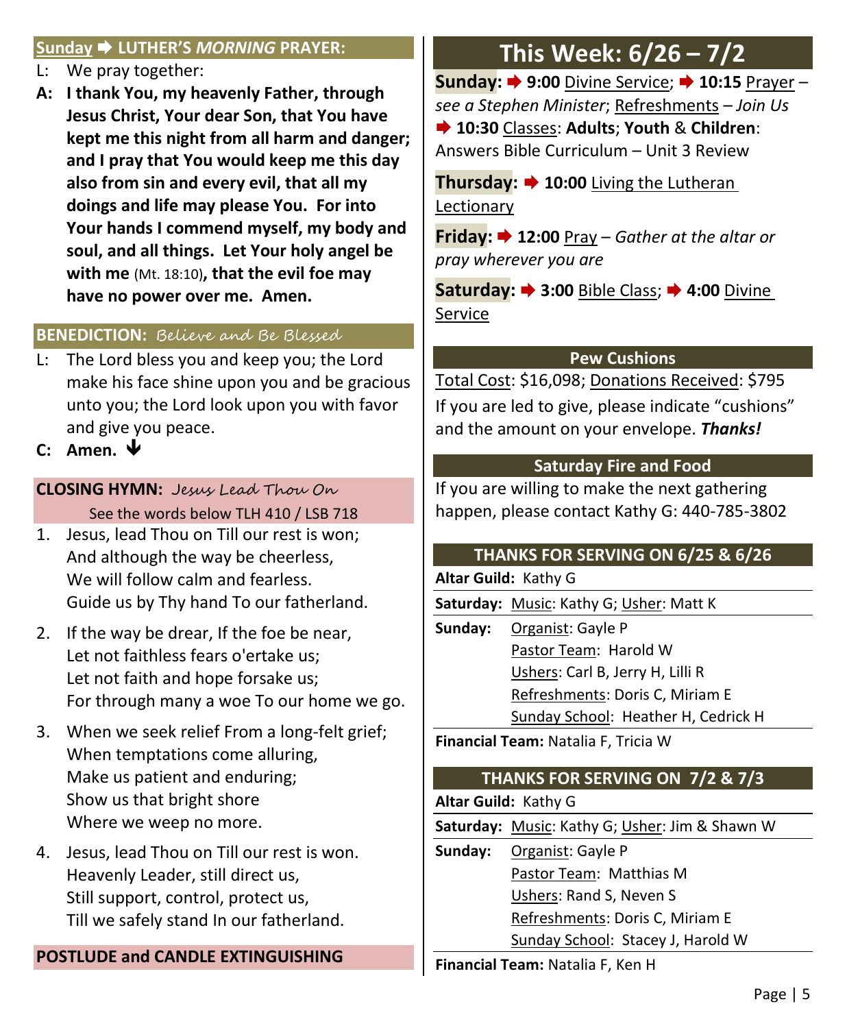## Sunday ➡ LUTHER'S *MORNING* PRAYER:

L: We pray together:

**A: I thank You, my heavenly Father, through Jesus Christ, Your dear Son, that You have kept me this night from all harm and danger; and I pray that You would keep me this day also from sin and every evil, that all my doings and life may please You. For into Your hands I commend myself, my body and soul, and all things. Let Your holy angel be with me** (Mt. 18:10)**, that the evil foe may have no power over me. Amen.**

## BENEDICTION: *Believe and Be Blessed*

L: The Lord bless you and keep you; the Lord make his face shine upon you and be gracious unto you; the Lord look upon you with favor and give you peace.

**C: Amen.** ⬇

## CLOSING HYMN: *Jesus Lead Thou On*

See the words below TLH 410 / LSB 718

1. Jesus, lead Thou on Till our rest is won;
   And although the way be cheerless,
   We will follow calm and fearless.
   Guide us by Thy hand To our fatherland.

2. If the way be drear, If the foe be near,
   Let not faithless fears o'ertake us;
   Let not faith and hope forsake us;
   For through many a woe To our home we go.

3. When we seek relief From a long-felt grief;
   When temptations come alluring,
   Make us patient and enduring;
   Show us that bright shore
   Where we weep no more.

4. Jesus, lead Thou on Till our rest is won.
   Heavenly Leader, still direct us,
   Still support, control, protect us,
   Till we safely stand In our fatherland.

## POSTLUDE and CANDLE EXTINGUISHING

# This Week: 6/26 – 7/2

**Sunday:** ➡ **9:00** Divine Service; ➡ **10:15** Prayer – *see a Stephen Minister*; Refreshments – *Join Us* ➡ **10:30** Classes: **Adults**; **Youth** & **Children**: Answers Bible Curriculum – Unit 3 Review

**Thursday:** ➡ **10:00** Living the Lutheran Lectionary

**Friday:** ➡ **12:00** Pray – *Gather at the altar or pray wherever you are*

**Saturday:** ➡ **3:00** Bible Class; ➡ **4:00** Divine Service

## Pew Cushions

Total Cost: $16,098; Donations Received: $795

If you are led to give, please indicate "cushions" and the amount on your envelope. ***Thanks!***

## Saturday Fire and Food

If you are willing to make the next gathering happen, please contact Kathy G: 440-785-3802

## THANKS FOR SERVING ON 6/25 & 6/26

**Altar Guild:** Kathy G

**Saturday:** Music: Kathy G; Usher: Matt K

**Sunday:** Organist: Gayle P
Pastor Team: Harold W
Ushers: Carl B, Jerry H, Lilli R
Refreshments: Doris C, Miriam E
Sunday School: Heather H, Cedrick H

**Financial Team:** Natalia F, Tricia W

## THANKS FOR SERVING ON 7/2 & 7/3

**Altar Guild:** Kathy G

**Saturday:** Music: Kathy G; Usher: Jim & Shawn W

**Sunday:** Organist: Gayle P
Pastor Team: Matthias M
Ushers: Rand S, Neven S
Refreshments: Doris C, Miriam E
Sunday School: Stacey J, Harold W

**Financial Team:** Natalia F, Ken H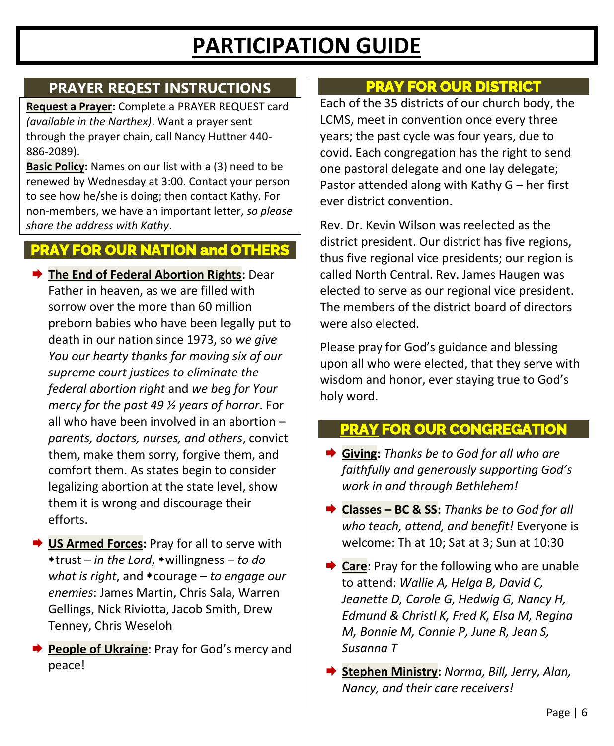# PARTICIPATION GUIDE

## PRAYER REQEST INSTRUCTIONS

**Request a Prayer:** Complete a PRAYER REQUEST card *(available in the Narthex)*. Want a prayer sent through the prayer chain, call Nancy Huttner 440-886-2089).

**Basic Policy:** Names on our list with a (3) need to be renewed by Wednesday at 3:00. Contact your person to see how he/she is doing; then contact Kathy. For non-members, we have an important letter, *so please share the address with Kathy*.

## PRAY FOR OUR NATION and OTHERS

- **The End of Federal Abortion Rights:** Dear Father in heaven, as we are filled with sorrow over the more than 60 million preborn babies who have been legally put to death in our nation since 1973, so *we give You our hearty thanks for moving six of our supreme court justices to eliminate the federal abortion right* and *we beg for Your mercy for the past 49 ½ years of horror*. For all who have been involved in an abortion – *parents, doctors, nurses, and others*, convict them, make them sorry, forgive them, and comfort them. As states begin to consider legalizing abortion at the state level, show them it is wrong and discourage their efforts.
- **US Armed Forces:** Pray for all to serve with ▪trust – *in the Lord*, ▪willingness – *to do what is right*, and ▪courage – *to engage our enemies*: James Martin, Chris Sala, Warren Gellings, Nick Riviotta, Jacob Smith, Drew Tenney, Chris Weseloh
- **People of Ukraine**: Pray for God's mercy and peace!

## PRAY FOR OUR DISTRICT

Each of the 35 districts of our church body, the LCMS, meet in convention once every three years; the past cycle was four years, due to covid. Each congregation has the right to send one pastoral delegate and one lay delegate; Pastor attended along with Kathy G – her first ever district convention.

Rev. Dr. Kevin Wilson was reelected as the district president. Our district has five regions, thus five regional vice presidents; our region is called North Central. Rev. James Haugen was elected to serve as our regional vice president. The members of the district board of directors were also elected.

Please pray for God's guidance and blessing upon all who were elected, that they serve with wisdom and honor, ever staying true to God's holy word.

## PRAY FOR OUR CONGREGATION

- **Giving:** *Thanks be to God for all who are faithfully and generously supporting God's work in and through Bethlehem!*
- **Classes – BC & SS:** *Thanks be to God for all who teach, attend, and benefit!* Everyone is welcome: Th at 10; Sat at 3; Sun at 10:30
- **Care**: Pray for the following who are unable to attend: *Wallie A, Helga B, David C, Jeanette D, Carole G, Hedwig G, Nancy H, Edmund & Christl K, Fred K, Elsa M, Regina M, Bonnie M, Connie P, June R, Jean S, Susanna T*
- **Stephen Ministry:** *Norma, Bill, Jerry, Alan, Nancy, and their care receivers!*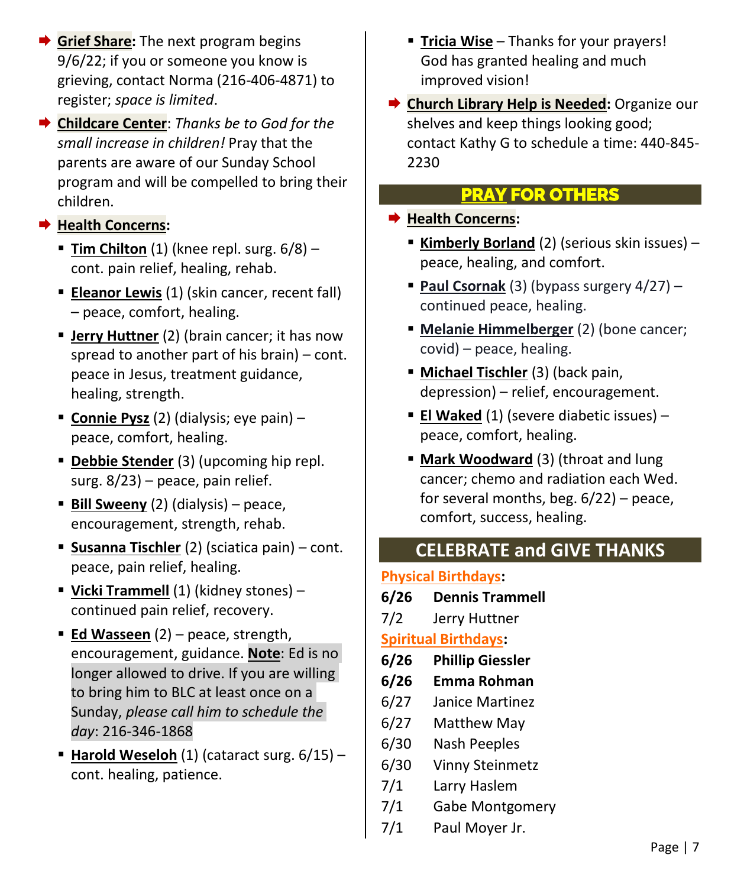- **Grief Share:** The next program begins 9/6/22; if you or someone you know is grieving, contact Norma (216-406-4871) to register; *space is limited*.
- **Childcare Center**: *Thanks be to God for the small increase in children!* Pray that the parents are aware of our Sunday School program and will be compelled to bring their children.
- **Health Concerns:**
  - **Tim Chilton** (1) (knee repl. surg. 6/8) – cont. pain relief, healing, rehab.
  - **Eleanor Lewis** (1) (skin cancer, recent fall) – peace, comfort, healing.
  - **Jerry Huttner** (2) (brain cancer; it has now spread to another part of his brain) – cont. peace in Jesus, treatment guidance, healing, strength.
  - **Connie Pysz** (2) (dialysis; eye pain) – peace, comfort, healing.
  - **Debbie Stender** (3) (upcoming hip repl. surg. 8/23) – peace, pain relief.
  - **Bill Sweeny** (2) (dialysis) – peace, encouragement, strength, rehab.
  - **Susanna Tischler** (2) (sciatica pain) – cont. peace, pain relief, healing.
  - **Vicki Trammell** (1) (kidney stones) – continued pain relief, recovery.
  - **Ed Wasseen** (2) – peace, strength, encouragement, guidance. **Note**: Ed is no longer allowed to drive. If you are willing to bring him to BLC at least once on a Sunday, *please call him to schedule the day*: 216-346-1868
  - **Harold Weseloh** (1) (cataract surg. 6/15) – cont. healing, patience.
  - **Tricia Wise** – Thanks for your prayers! God has granted healing and much improved vision!
- **Church Library Help is Needed:** Organize our shelves and keep things looking good; contact Kathy G to schedule a time: 440-845-2230

## PRAY FOR OTHERS

- **Health Concerns:**
  - **Kimberly Borland** (2) (serious skin issues) – peace, healing, and comfort.
  - **Paul Csornak** (3) (bypass surgery 4/27) – continued peace, healing.
  - **Melanie Himmelberger** (2) (bone cancer; covid) – peace, healing.
  - **Michael Tischler** (3) (back pain, depression) – relief, encouragement.
  - **El Waked** (1) (severe diabetic issues) – peace, comfort, healing.
  - **Mark Woodward** (3) (throat and lung cancer; chemo and radiation each Wed. for several months, beg. 6/22) – peace, comfort, success, healing.

## CELEBRATE and GIVE THANKS

**Physical Birthdays:**

**6/26 Dennis Trammell**
7/2 Jerry Huttner

**Spiritual Birthdays:**

**6/26 Phillip Giessler**
**6/26 Emma Rohman**
6/27 Janice Martinez
6/27 Matthew May
6/30 Nash Peeples
6/30 Vinny Steinmetz
7/1 Larry Haslem
7/1 Gabe Montgomery
7/1 Paul Moyer Jr.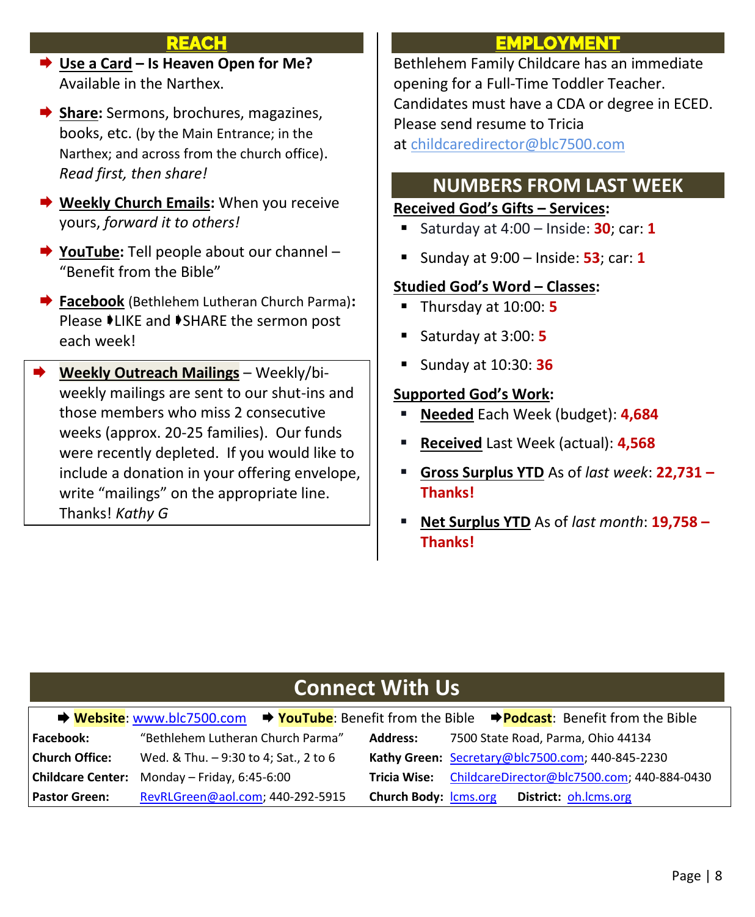## REACH

- **Use a Card – Is Heaven Open for Me?** Available in the Narthex.
- **Share:** Sermons, brochures, magazines, books, etc. (by the Main Entrance; in the Narthex; and across from the church office). *Read first, then share!*
- **Weekly Church Emails:** When you receive yours, *forward it to others!*
- **YouTube:** Tell people about our channel – "Benefit from the Bible"
- **Facebook** (Bethlehem Lutheran Church Parma)**:** Please ➧LIKE and ➧SHARE the sermon post each week!
- **Weekly Outreach Mailings** – Weekly/bi-weekly mailings are sent to our shut-ins and those members who miss 2 consecutive weeks (approx. 20-25 families). Our funds were recently depleted. If you would like to include a donation in your offering envelope, write "mailings" on the appropriate line. Thanks! *Kathy G*

## EMPLOYMENT

Bethlehem Family Childcare has an immediate opening for a Full-Time Toddler Teacher. Candidates must have a CDA or degree in ECED. Please send resume to Tricia at childcaredirector@blc7500.com

## NUMBERS FROM LAST WEEK

**Received God's Gifts – Services:**

- Saturday at 4:00 – Inside: **30**; car: **1**
- Sunday at 9:00 – Inside: **53**; car: **1**

**Studied God's Word – Classes:**

- Thursday at 10:00: **5**
- Saturday at 3:00: **5**
- Sunday at 10:30: **36**

**Supported God's Work:**

- **Needed** Each Week (budget): **4,684**
- **Received** Last Week (actual): **4,568**
- **Gross Surplus YTD** As of *last week*: **22,731 – Thanks!**
- **Net Surplus YTD** As of *last month*: **19,758 – Thanks!**

## Connect With Us

➧ **Website**: www.blc7500.com ➧ **YouTube**: Benefit from the Bible ➧**Podcast**: Benefit from the Bible

| | | | |
|---|---|---|---|
| **Facebook:** | "Bethlehem Lutheran Church Parma" | **Address:** | 7500 State Road, Parma, Ohio 44134 |
| **Church Office:** | Wed. & Thu. – 9:30 to 4; Sat., 2 to 6 | **Kathy Green:** | Secretary@blc7500.com; 440-845-2230 |
| **Childcare Center:** | Monday – Friday, 6:45-6:00 | **Tricia Wise:** | ChildcareDirector@blc7500.com; 440-884-0430 |
| **Pastor Green:** | RevRLGreen@aol.com; 440-292-5915 | **Church Body:** | lcms.org **District:** oh.lcms.org |